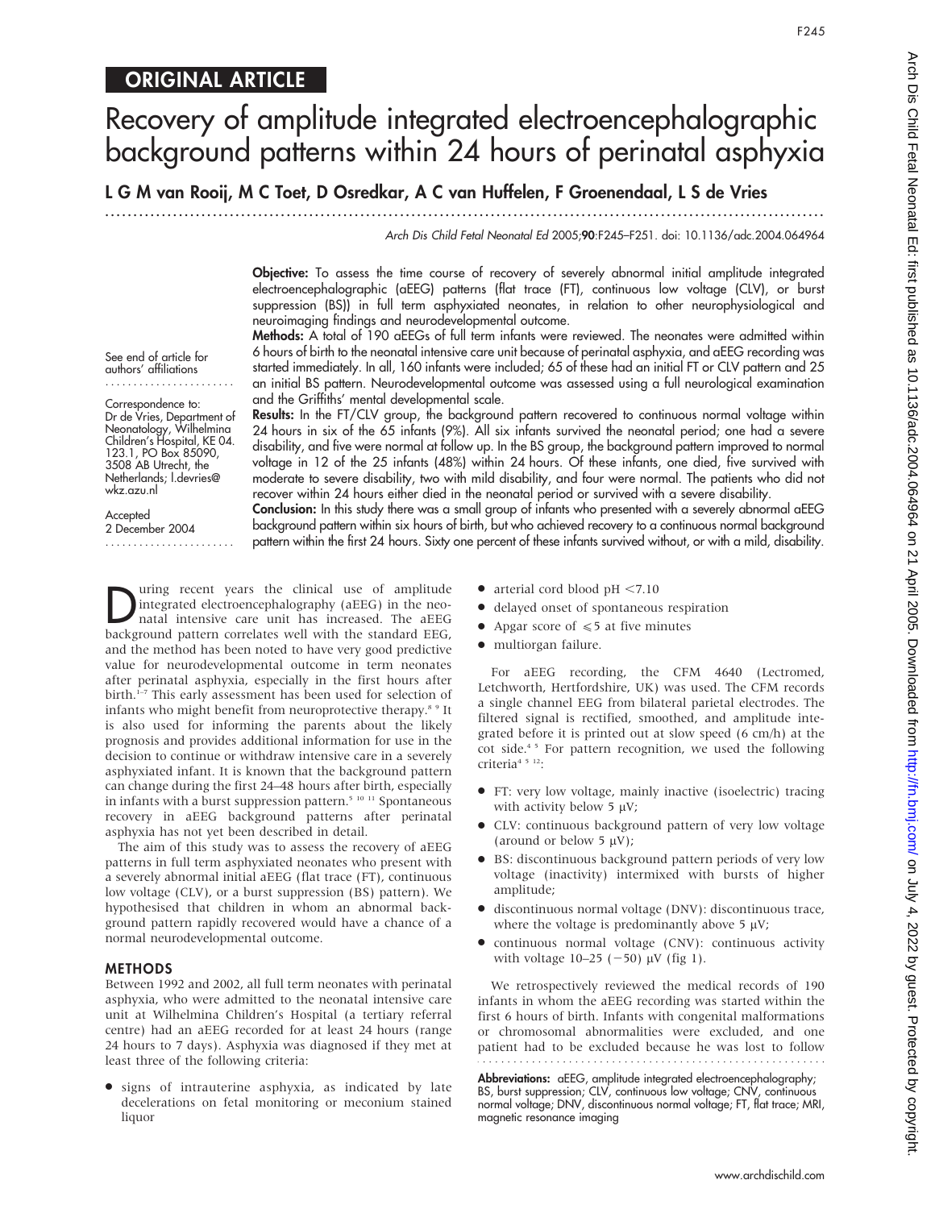# ORIGINAL ARTICLE

# Recovery of amplitude integrated electroencephalographic background patterns within 24 hours of perinatal asphyxia

**L G M van Rooij, M C Toet, D Osredkar, A C van Huffelen, F Groenendaal, L S de Vries**

Arch Dis Child Fetal Neonatal Ed 2005;90:F245–F251. doi: 10.1136/adc.2004.064964

See end of article for authors' affiliations

Correspondence to: Dr de Vries, Department of Neonatology, Wilhelmina Children's Hospital, KE 04.123.1, PO Box 85090, 3508 AB Utrecht, the Netherlands; l.devries@wkz.azu.nl

Accepted 2 December 2004

**Objective:** To assess the time course of recovery of severely abnormal initial amplitude integrated electroencephalographic (aEEG) patterns (flat trace (FT), continuous low voltage (CLV), or burst suppression (BS)) in full term asphyxiated neonates, in relation to other neurophysiological and neuroimaging findings and neurodevelopmental outcome.

**Methods:** A total of 190 aEEGs of full term infants were reviewed. The neonates were admitted within 6 hours of birth to the neonatal intensive care unit because of perinatal asphyxia, and aEEG recording was started immediately. In all, 160 infants were included; 65 of these had an initial FT or CLV pattern and 25 an initial BS pattern. Neurodevelopmental outcome was assessed using a full neurological examination and the Griffiths' mental developmental scale.

**Results:** In the FT/CLV group, the background pattern recovered to continuous normal voltage within 24 hours in six of the 65 infants (9%). All six infants survived the neonatal period; one had a severe disability, and five were normal at follow up. In the BS group, the background pattern improved to normal voltage in 12 of the 25 infants (48%) within 24 hours. Of these infants, one died, five survived with moderate to severe disability, two with mild disability, and four were normal. The patients who did not recover within 24 hours either died in the neonatal period or survived with a severe disability.

**Conclusion:** In this study there was a small group of infants who presented with a severely abnormal aEEG background pattern within six hours of birth, but who achieved recovery to a continuous normal background pattern within the first 24 hours. Sixty one percent of these infants survived without, or with a mild, disability.

During recent years the clinical use of amplitude integrated electroencephalography (aEEG) in the neonatal intensive care unit has increased. The aEEG background pattern correlates well with the standard EEG, and the method has been noted to have very good predictive value for neurodevelopmental outcome in term neonates after perinatal asphyxia, especially in the first hours after birth.[1–7] This early assessment has been used for selection of infants who might benefit from neuroprotective therapy.[8 9] It is also used for informing the parents about the likely prognosis and provides additional information for use in the decision to continue or withdraw intensive care in a severely asphyxiated infant. It is known that the background pattern can change during the first 24–48 hours after birth, especially in infants with a burst suppression pattern.[5 10 11] Spontaneous recovery in aEEG background patterns after perinatal asphyxia has not yet been described in detail.

The aim of this study was to assess the recovery of aEEG patterns in full term asphyxiated neonates who present with a severely abnormal initial aEEG (flat trace (FT), continuous low voltage (CLV), or a burst suppression (BS) pattern). We hypothesised that children in whom an abnormal background pattern rapidly recovered would have a chance of a normal neurodevelopmental outcome.

## METHODS

Between 1992 and 2002, all full term neonates with perinatal asphyxia, who were admitted to the neonatal intensive care unit at Wilhelmina Children's Hospital (a tertiary referral centre) had an aEEG recorded for at least 24 hours (range 24 hours to 7 days). Asphyxia was diagnosed if they met at least three of the following criteria:

- signs of intrauterine asphyxia, as indicated by late decelerations on fetal monitoring or meconium stained liquor
- arterial cord blood pH <7.10
- delayed onset of spontaneous respiration
- Apgar score of ⩽5 at five minutes
- multiorgan failure.

For aEEG recording, the CFM 4640 (Lectromed, Letchworth, Hertfordshire, UK) was used. The CFM records a single channel EEG from bilateral parietal electrodes. The filtered signal is rectified, smoothed, and amplitude integrated before it is printed out at slow speed (6 cm/h) at the cot side.[4 5] For pattern recognition, we used the following criteria[4 5 12]:

- FT: very low voltage, mainly inactive (isoelectric) tracing with activity below 5 μV;
- CLV: continuous background pattern of very low voltage (around or below 5 μV);
- BS: discontinuous background pattern periods of very low voltage (inactivity) intermixed with bursts of higher amplitude;
- discontinuous normal voltage (DNV): discontinuous trace, where the voltage is predominantly above 5 μV;
- continuous normal voltage (CNV): continuous activity with voltage 10–25 (−50) μV (fig 1).

We retrospectively reviewed the medical records of 190 infants in whom the aEEG recording was started within the first 6 hours of birth. Infants with congenital malformations or chromosomal abnormalities were excluded, and one patient had to be excluded because he was lost to follow

**Abbreviations:** aEEG, amplitude integrated electroencephalography; BS, burst suppression; CLV, continuous low voltage; CNV, continuous normal voltage; DNV, discontinuous normal voltage; FT, flat trace; MRI, magnetic resonance imaging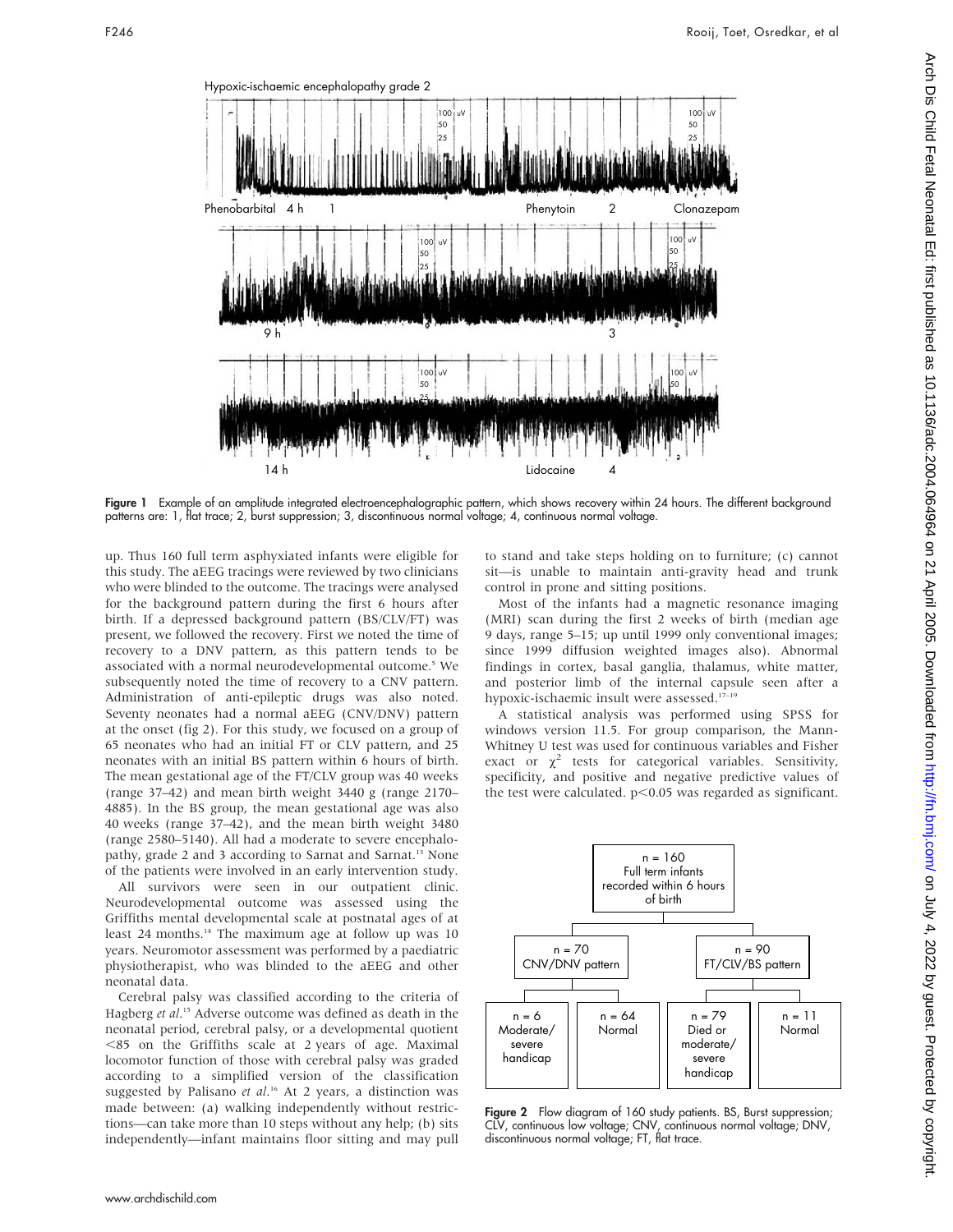Figure 1 Example of an amplitude integrated electroencephalographic pattern, which shows recovery within 24 hours. The different background patterns are: 1, flat trace; 2, burst suppression; 3, discontinuous normal voltage; 4, continuous normal voltage.

up. Thus 160 full term asphyxiated infants were eligible for this study. The aEEG tracings were reviewed by two clinicians who were blinded to the outcome. The tracings were analysed for the background pattern during the first 6 hours after birth. If a depressed background pattern (BS/CLV/FT) was present, we followed the recovery. First we noted the time of recovery to a DNV pattern, as this pattern tends to be associated with a normal neurodevelopmental outcome.[5] We subsequently noted the time of recovery to a CNV pattern. Administration of anti-epileptic drugs was also noted. Seventy neonates had a normal aEEG (CNV/DNV) pattern at the onset (fig 2). For this study, we focused on a group of 65 neonates who had an initial FT or CLV pattern, and 25 neonates with an initial BS pattern within 6 hours of birth. The mean gestational age of the FT/CLV group was 40 weeks (range 37–42) and mean birth weight 3440 g (range 2170–4885). In the BS group, the mean gestational age was also 40 weeks (range 37–42), and the mean birth weight 3480 (range 2580–5140). All had a moderate to severe encephalopathy, grade 2 and 3 according to Sarnat and Sarnat.[13] None of the patients were involved in an early intervention study.

All survivors were seen in our outpatient clinic. Neurodevelopmental outcome was assessed using the Griffiths mental developmental scale at postnatal ages of at least 24 months.[14] The maximum age at follow up was 10 years. Neuromotor assessment was performed by a paediatric physiotherapist, who was blinded to the aEEG and other neonatal data.

Cerebral palsy was classified according to the criteria of Hagberg *et al*.[15] Adverse outcome was defined as death in the neonatal period, cerebral palsy, or a developmental quotient <85 on the Griffiths scale at 2 years of age. Maximal locomotor function of those with cerebral palsy was graded according to a simplified version of the classification suggested by Palisano *et al*.[16] At 2 years, a distinction was made between: (a) walking independently without restrictions—can take more than 10 steps without any help; (b) sits independently—infant maintains floor sitting and may pull to stand and take steps holding on to furniture; (c) cannot sit—is unable to maintain anti-gravity head and trunk control in prone and sitting positions.

Most of the infants had a magnetic resonance imaging (MRI) scan during the first 2 weeks of birth (median age 9 days, range 5–15; up until 1999 only conventional images; since 1999 diffusion weighted images also). Abnormal findings in cortex, basal ganglia, thalamus, white matter, and posterior limb of the internal capsule seen after a hypoxic-ischaemic insult were assessed.[17–19]

A statistical analysis was performed using SPSS for windows version 11.5. For group comparison, the Mann-Whitney U test was used for continuous variables and Fisher exact or $\chi^2$ tests for categorical variables. Sensitivity, specificity, and positive and negative predictive values of the test were calculated. $p<0.05$ was regarded as significant.

Figure 2 Flow diagram of 160 study patients. BS, Burst suppression; CLV, continuous low voltage; CNV, continuous normal voltage; DNV, discontinuous normal voltage; FT, flat trace.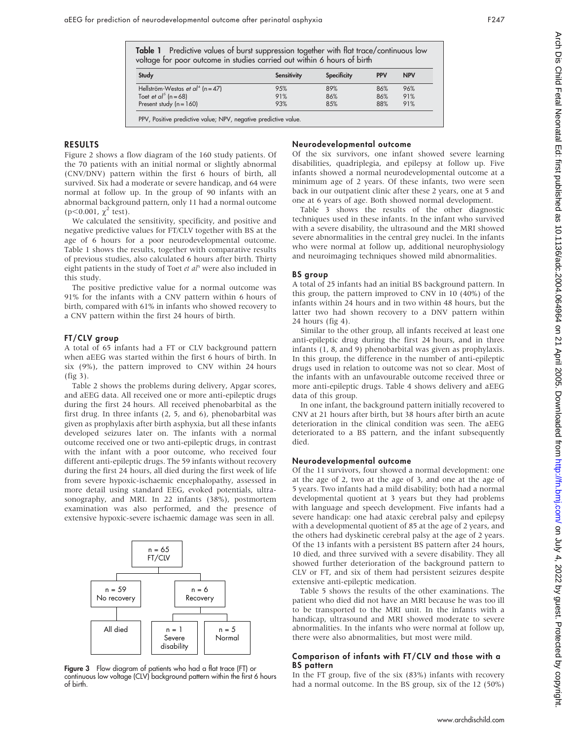**Table 1** Predictive values of burst suppression together with flat trace/continuous low voltage for poor outcome in studies carried out within 6 hours of birth

| Study | Sensitivity | Specificity | PPV | NPV |
|---|---|---|---|---|
| Hellström-Westas *et al*[4] (n = 47) | 95% | 89% | 86% | 96% |
| Toet *et al*[5] (n = 68) | 91% | 86% | 86% | 91% |
| Present study (n = 160) | 93% | 85% | 88% | 91% |

PPV, Positive predictive value; NPV, negative predictive value.

## RESULTS

Figure 2 shows a flow diagram of the 160 study patients. Of the 70 patients with an initial normal or slightly abnormal (CNV/DNV) pattern within the first 6 hours of birth, all survived. Six had a moderate or severe handicap, and 64 were normal at follow up. In the group of 90 infants with an abnormal background pattern, only 11 had a normal outcome ($p<0.001$, $\chi^2$ test).

We calculated the sensitivity, specificity, and positive and negative predictive values for FT/CLV together with BS at the age of 6 hours for a poor neurodevelopmental outcome. Table 1 shows the results, together with comparative results of previous studies, also calculated 6 hours after birth. Thirty eight patients in the study of Toet *et al*[5] were also included in this study.

The positive predictive value for a normal outcome was 91% for the infants with a CNV pattern within 6 hours of birth, compared with 61% in infants who showed recovery to a CNV pattern within the first 24 hours of birth.

### FT/CLV group

A total of 65 infants had a FT or CLV background pattern when aEEG was started within the first 6 hours of birth. In six (9%), the pattern improved to CNV within 24 hours (fig 3).

Table 2 shows the problems during delivery, Apgar scores, and aEEG data. All received one or more anti-epileptic drugs during the first 24 hours. All received phenobarbital as the first drug. In three infants (2, 5, and 6), phenobarbital was given as prophylaxis after birth asphyxia, but all these infants developed seizures later on. The infants with a normal outcome received one or two anti-epileptic drugs, in contrast with the infant with a poor outcome, who received four different anti-epileptic drugs. The 59 infants without recovery during the first 24 hours, all died during the first week of life from severe hypoxic-ischaemic encephalopathy, assessed in more detail using standard EEG, evoked potentials, ultrasonography, and MRI. In 22 infants (38%), postmortem examination was also performed, and the presence of extensive hypoxic-severe ischaemic damage was seen in all.

**Figure 3** Flow diagram of patients who had a flat trace (FT) or continuous low voltage (CLV) background pattern within the first 6 hours of birth.

### Neurodevelopmental outcome

Of the six survivors, one infant showed severe learning disabilities, quadriplegia, and epilepsy at follow up. Five infants showed a normal neurodevelopmental outcome at a minimum age of 2 years. Of these infants, two were seen back in our outpatient clinic after these 2 years, one at 5 and one at 6 years of age. Both showed normal development.

Table 3 shows the results of the other diagnostic techniques used in these infants. In the infant who survived with a severe disability, the ultrasound and the MRI showed severe abnormalities in the central grey nuclei. In the infants who were normal at follow up, additional neurophysiology and neuroimaging techniques showed mild abnormalities.

### BS group

A total of 25 infants had an initial BS background pattern. In this group, the pattern improved to CNV in 10 (40%) of the infants within 24 hours and in two within 48 hours, but the latter two had shown recovery to a DNV pattern within 24 hours (fig 4).

Similar to the other group, all infants received at least one anti-epileptic drug during the first 24 hours, and in three infants (1, 8, and 9) phenobarbital was given as prophylaxis. In this group, the difference in the number of anti-epileptic drugs used in relation to outcome was not so clear. Most of the infants with an unfavourable outcome received three or more anti-epileptic drugs. Table 4 shows delivery and aEEG data of this group.

In one infant, the background pattern initially recovered to CNV at 21 hours after birth, but 38 hours after birth an acute deterioration in the clinical condition was seen. The aEEG deteriorated to a BS pattern, and the infant subsequently died.

### Neurodevelopmental outcome

Of the 11 survivors, four showed a normal development: one at the age of 2, two at the age of 3, and one at the age of 5 years. Two infants had a mild disability; both had a normal developmental quotient at 3 years but they had problems with language and speech development. Five infants had a severe handicap: one had ataxic cerebral palsy and epilepsy with a developmental quotient of 85 at the age of 2 years, and the others had dyskinetic cerebral palsy at the age of 2 years. Of the 13 infants with a persistent BS pattern after 24 hours, 10 died, and three survived with a severe disability. They all showed further deterioration of the background pattern to CLV or FT, and six of them had persistent seizures despite extensive anti-epileptic medication.

Table 5 shows the results of the other examinations. The patient who died did not have an MRI because he was too ill to be transported to the MRI unit. In the infants with a handicap, ultrasound and MRI showed moderate to severe abnormalities. In the infants who were normal at follow up, there were also abnormalities, but most were mild.

### Comparison of infants with FT/CLV and those with a BS pattern

In the FT group, five of the six (83%) infants with recovery had a normal outcome. In the BS group, six of the 12 (50%)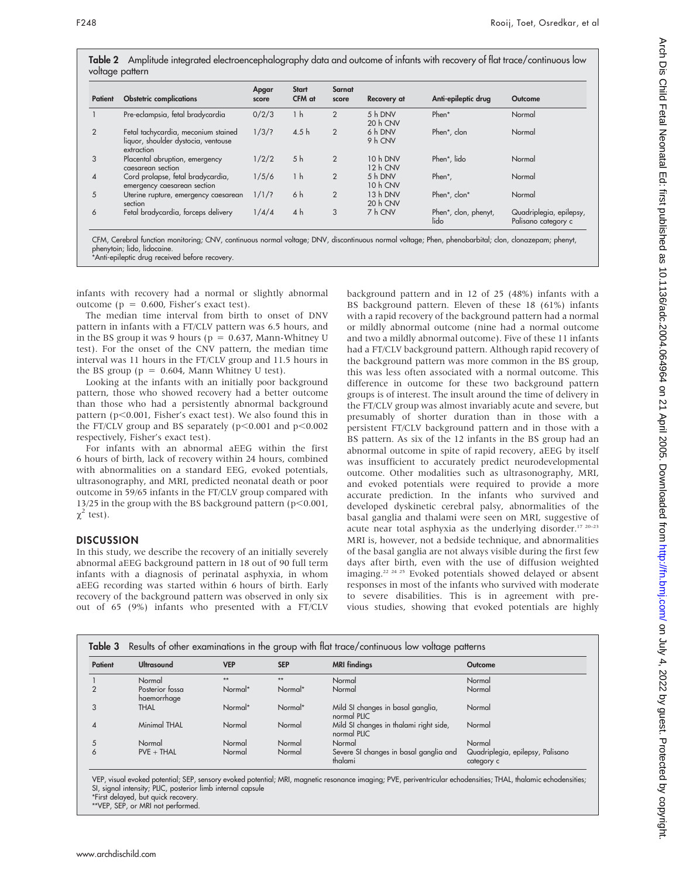**Table 2** Amplitude integrated electroencephalography data and outcome of infants with recovery of flat trace/continuous low voltage pattern

| Patient | Obstetric complications | Apgar score | Start CFM at | Sarnat score | Recovery at | Anti-epileptic drug | Outcome |
|---|---|---|---|---|---|---|---|
| 1 | Pre-eclampsia, fetal bradycardia | 0/2/3 | 1 h | 2 | 5 h DNV 20 h CNV | Phen* | Normal |
| 2 | Fetal tachycardia, meconium stained liquor, shoulder dystocia, ventouse extraction | 1/3/? | 4.5 h | 2 | 6 h DNV 9 h CNV | Phen*, clon | Normal |
| 3 | Placental abruption, emergency caesarean section | 1/2/2 | 5 h | 2 | 10 h DNV 12 h CNV | Phen*, lido | Normal |
| 4 | Cord prolapse, fetal bradycardia, emergency caesarean section | 1/5/6 | 1 h | 2 | 5 h DNV 10 h CNV | Phen*, | Normal |
| 5 | Uterine rupture, emergency caesarean section | 1/1/? | 6 h | 2 | 13 h DNV 20 h CNV | Phen*, clon* | Normal |
| 6 | Fetal bradycardia, forceps delivery | 1/4/4 | 4 h | 3 | 7 h CNV | Phen*, clon, phenyt, lido | Quadriplegia, epilepsy, Palisano category c |

CFM, Cerebral function monitoring; CNV, continuous normal voltage; DNV, discontinuous normal voltage; Phen, phenobarbital; clon, clonazepam; phenyt, phenytoin; lido, lidocaine.
*Anti-epileptic drug received before recovery.

infants with recovery had a normal or slightly abnormal outcome ($p = 0.600$, Fisher's exact test).

The median time interval from birth to onset of DNV pattern in infants with a FT/CLV pattern was 6.5 hours, and in the BS group it was 9 hours ($p = 0.637$, Mann-Whitney U test). For the onset of the CNV pattern, the median time interval was 11 hours in the FT/CLV group and 11.5 hours in the BS group ($p = 0.604$, Mann Whitney U test).

Looking at the infants with an initially poor background pattern, those who showed recovery had a better outcome than those who had a persistently abnormal background pattern ($p<0.001$, Fisher's exact test). We also found this in the FT/CLV group and BS separately ($p<0.001$ and $p<0.002$ respectively, Fisher's exact test).

For infants with an abnormal aEEG within the first 6 hours of birth, lack of recovery within 24 hours, combined with abnormalities on a standard EEG, evoked potentials, ultrasonography, and MRI, predicted neonatal death or poor outcome in 59/65 infants in the FT/CLV group compared with 13/25 in the group with the BS background pattern ($p<0.001$, $\chi^2$ test).

## DISCUSSION

In this study, we describe the recovery of an initially severely abnormal aEEG background pattern in 18 out of 90 full term infants with a diagnosis of perinatal asphyxia, in whom aEEG recording was started within 6 hours of birth. Early recovery of the background pattern was observed in only six out of 65 (9%) infants who presented with a FT/CLV background pattern and in 12 of 25 (48%) infants with a BS background pattern. Eleven of these 18 (61%) infants with a rapid recovery of the background pattern had a normal or mildly abnormal outcome (nine had a normal outcome and two a mildly abnormal outcome). Five of these 11 infants had a FT/CLV background pattern. Although rapid recovery of the background pattern was more common in the BS group, this was less often associated with a normal outcome. This difference in outcome for these two background pattern groups is of interest. The insult around the time of delivery in the FT/CLV group was almost invariably acute and severe, but presumably of shorter duration than in those with a persistent FT/CLV background pattern and in those with a BS pattern. As six of the 12 infants in the BS group had an abnormal outcome in spite of rapid recovery, aEEG by itself was insufficient to accurately predict neurodevelopmental outcome. Other modalities such as ultrasonography, MRI, and evoked potentials were required to provide a more accurate prediction. In the infants who survived and developed dyskinetic cerebral palsy, abnormalities of the basal ganglia and thalami were seen on MRI, suggestive of acute near total asphyxia as the underlying disorder.[17 20–23] MRI is, however, not a bedside technique, and abnormalities of the basal ganglia are not always visible during the first few days after birth, even with the use of diffusion weighted imaging.[22 24 25] Evoked potentials showed delayed or absent responses in most of the infants who survived with moderate to severe disabilities. This is in agreement with previous studies, showing that evoked potentials are highly

**Table 3** Results of other examinations in the group with flat trace/continuous low voltage patterns

| Patient | Ultrasound | VEP | SEP | MRI findings | Outcome |
|---|---|---|---|---|---|
| 1 | Normal | ** | ** | Normal | Normal |
| 2 | Posterior fossa haemorrhage | Normal* | Normal* | Normal | Normal |
| 3 | THAL | Normal* | Normal* | Mild SI changes in basal ganglia, normal PLIC | Normal |
| 4 | Minimal THAL | Normal | Normal | Mild SI changes in thalami right side, normal PLIC | Normal |
| 5 | Normal | Normal | Normal | Normal | Normal |
| 6 | PVE + THAL | Normal | Normal | Severe SI changes in basal ganglia and thalami | Quadriplegia, epilepsy, Palisano category c |

VEP, visual evoked potential; SEP, sensory evoked potential; MRI, magnetic resonance imaging; PVE, periventricular echodensities; THAL, thalamic echodensities; SI, signal intensity; PLIC, posterior limb internal capsule
*First delayed, but quick recovery.
**VEP, SEP, or MRI not performed.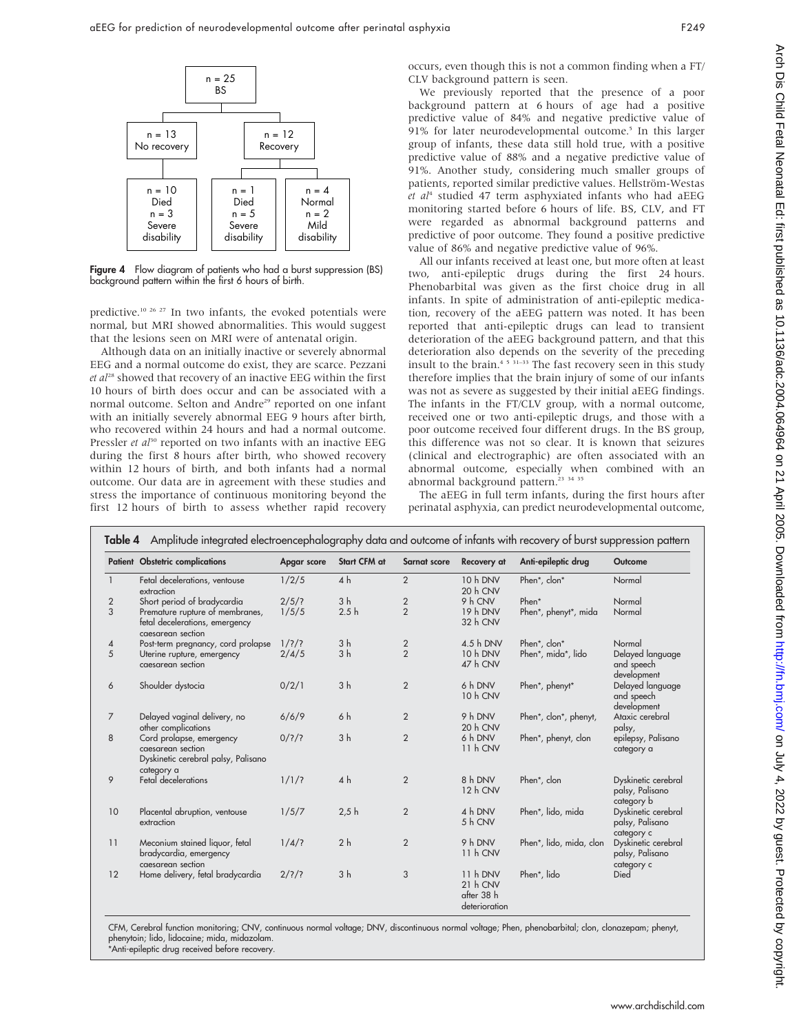| n = 25 BS | | |
|---|---|---|
| n = 13 No recovery | n = 12 Recovery | |
| n = 10 Died; n = 3 Severe disability | n = 1 Died; n = 5 Severe disability | n = 4 Normal; n = 2 Mild disability |

**Figure 4** Flow diagram of patients who had a burst suppression (BS) background pattern within the first 6 hours of birth.

predictive.[10 26 27] In two infants, the evoked potentials were normal, but MRI showed abnormalities. This would suggest that the lesions seen on MRI were of antenatal origin.

Although data on an initially inactive or severely abnormal EEG and a normal outcome do exist, they are scarce. Pezzani *et al*[28] showed that recovery of an inactive EEG within the first 10 hours of birth does occur and can be associated with a normal outcome. Selton and Andre[29] reported on one infant with an initially severely abnormal EEG 9 hours after birth, who recovered within 24 hours and had a normal outcome. Pressler *et al*[30] reported on two infants with an inactive EEG during the first 8 hours after birth, who showed recovery within 12 hours of birth, and both infants had a normal outcome. Our data are in agreement with these studies and stress the importance of continuous monitoring beyond the first 12 hours of birth to assess whether rapid recovery occurs, even though this is not a common finding when a FT/CLV background pattern is seen.

We previously reported that the presence of a poor background pattern at 6 hours of age had a positive predictive value of 84% and negative predictive value of 91% for later neurodevelopmental outcome.[5] In this larger group of infants, these data still hold true, with a positive predictive value of 88% and a negative predictive value of 91%. Another study, considering much smaller groups of patients, reported similar predictive values. Hellström-Westas *et al*[4] studied 47 term asphyxiated infants who had aEEG monitoring started before 6 hours of life. BS, CLV, and FT were regarded as abnormal background patterns and predictive of poor outcome. They found a positive predictive value of 86% and negative predictive value of 96%.

All our infants received at least one, but more often at least two, anti-epileptic drugs during the first 24 hours. Phenobarbital was given as the first choice drug in all infants. In spite of administration of anti-epileptic medication, recovery of the aEEG pattern was noted. It has been reported that anti-epileptic drugs can lead to transient deterioration of the aEEG background pattern, and that this deterioration also depends on the severity of the preceding insult to the brain.[4 5 31–33] The fast recovery seen in this study therefore implies that the brain injury of some of our infants was not as severe as suggested by their initial aEEG findings. The infants in the FT/CLV group, with a normal outcome, received one or two anti-epileptic drugs, and those with a poor outcome received four different drugs. In the BS group, this difference was not so clear. It is known that seizures (clinical and electrographic) are often associated with an abnormal outcome, especially when combined with an abnormal background pattern.[23 34 35]

The aEEG in full term infants, during the first hours after perinatal asphyxia, can predict neurodevelopmental outcome,

**Table 4** Amplitude integrated electroencephalography data and outcome of infants with recovery of burst suppression pattern

| Patient | Obstetric complications | Apgar score | Start CFM at | Sarnat score | Recovery at | Anti-epileptic drug | Outcome |
|---|---|---|---|---|---|---|---|
| 1 | Fetal decelerations, ventouse extraction | 1/2/5 | 4 h | 2 | 10 h DNV 20 h CNV | Phen*, clon* | Normal |
| 2 | Short period of bradycardia | 2/5/? | 3 h | 2 | 9 h CNV | Phen* | Normal |
| 3 | Premature rupture of membranes, fetal decelerations, emergency caesarean section | 1/5/5 | 2.5 h | 2 | 19 h DNV 32 h CNV | Phen*, phenyt*, mida | Normal |
| 4 | Post-term pregnancy, cord prolapse | 1/?/? | 3 h | 2 | 4.5 h DNV | Phen*, clon* | Normal |
| 5 | Uterine rupture, emergency caesarean section | 2/4/5 | 3 h | 2 | 10 h DNV 47 h CNV | Phen*, mida*, lido | Delayed language and speech development |
| 6 | Shoulder dystocia | 0/2/1 | 3 h | 2 | 6 h DNV 10 h CNV | Phen*, phenyt* | Delayed language and speech development |
| 7 | Delayed vaginal delivery, no other complications | 6/6/9 | 6 h | 2 | 9 h DNV 20 h CNV | Phen*, clon*, phenyt, | Ataxic cerebral palsy, |
| 8 | Cord prolapse, emergency caesarean section Dyskinetic cerebral palsy, Palisano category a | 0/?/? | 3 h | 2 | 6 h DNV 11 h CNV | Phen*, phenyt, clon | epilepsy, Palisano category a |
| 9 | Fetal decelerations | 1/1/? | 4 h | 2 | 8 h DNV 12 h CNV | Phen*, clon | Dyskinetic cerebral palsy, Palisano category b |
| 10 | Placental abruption, ventouse extraction | 1/5/7 | 2,5 h | 2 | 4 h DNV 5 h CNV | Phen*, lido, mida | Dyskinetic cerebral palsy, Palisano category c |
| 11 | Meconium stained liquor, fetal bradycardia, emergency caesarean section | 1/4/? | 2 h | 2 | 9 h DNV 11 h CNV | Phen*, lido, mida, clon | Dyskinetic cerebral palsy, Palisano category c |
| 12 | Home delivery, fetal bradycardia | 2/?/? | 3 h | 3 | 11 h DNV 21 h CNV after 38 h deterioration | Phen*, lido | Died |

CFM, Cerebral function monitoring; CNV, continuous normal voltage; DNV, discontinuous normal voltage; Phen, phenobarbital; clon, clonazepam; phenyt, phenytoin; lido, lidocaine; mida, midazolam.
*Anti-epileptic drug received before recovery.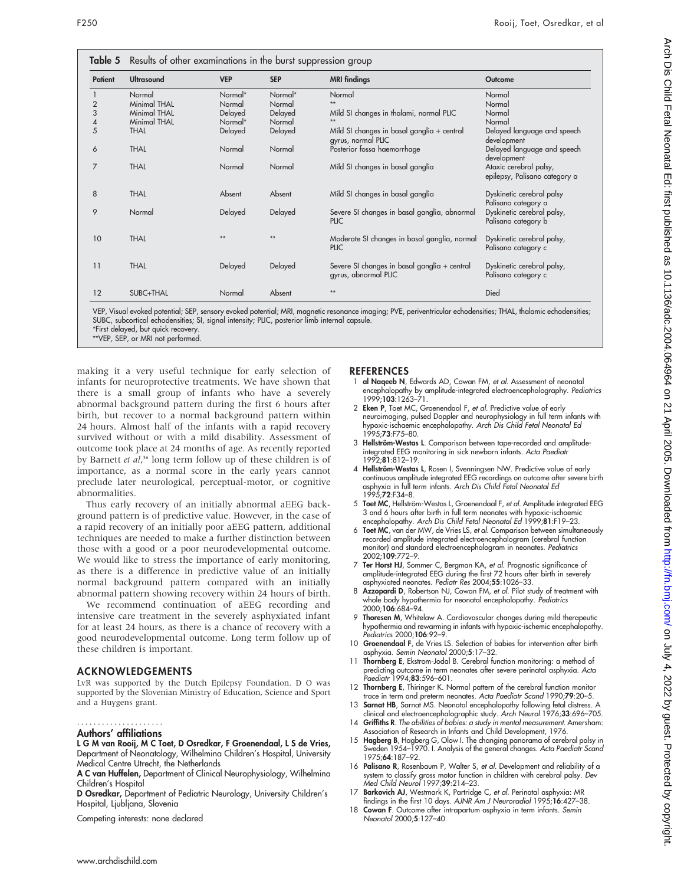**Table 5** Results of other examinations in the burst suppression group

| Patient | Ultrasound | VEP | SEP | MRI findings | Outcome |
|---|---|---|---|---|---|
| 1 | Normal | Normal* | Normal* | Normal | Normal |
| 2 | Minimal THAL | Normal | Normal | ** | Normal |
| 3 | Minimal THAL | Delayed | Delayed | Mild SI changes in thalami, normal PLIC | Normal |
| 4 | Minimal THAL | Normal* | Normal | ** | Normal |
| 5 | THAL | Delayed | Delayed | Mild SI changes in basal ganglia + central gyrus, normal PLIC | Delayed language and speech development |
| 6 | THAL | Normal | Normal | Posterior fossa haemorrhage | Delayed language and speech development |
| 7 | THAL | Normal | Normal | Mild SI changes in basal ganglia | Ataxic cerebral palsy, epilepsy, Palisano category a |
| 8 | THAL | Absent | Absent | Mild SI changes in basal ganglia | Dyskinetic cerebral palsy Palisano category a |
| 9 | Normal | Delayed | Delayed | Severe SI changes in basal ganglia, abnormal PLIC | Dyskinetic cerebral palsy, Palisano category b |
| 10 | THAL | ** | ** | Moderate SI changes in basal ganglia, normal PLIC | Dyskinetic cerebral palsy, Palisano category c |
| 11 | THAL | Delayed | Delayed | Severe SI changes in basal ganglia + central gyrus, abnormal PLIC | Dyskinetic cerebral palsy, Palisano category c |
| 12 | SUBC+THAL | Normal | Absent | ** | Died |

VEP, Visual evoked potential; SEP, sensory evoked potential; MRI, magnetic resonance imaging; PVE, periventricular echodensities; THAL, thalamic echodensities; SUBC, subcortical echodensities; SI, signal intensity; PLIC, posterior limb internal capsule.
*First delayed, but quick recovery.
**VEP, SEP, or MRI not performed.

making it a very useful technique for early selection of infants for neuroprotective treatments. We have shown that there is a small group of infants who have a severely abnormal background pattern during the first 6 hours after birth, but recover to a normal background pattern within 24 hours. Almost half of the infants with a rapid recovery survived without or with a mild disability. Assessment of outcome took place at 24 months of age. As recently reported by Barnett *et al*,[36] long term follow up of these children is of importance, as a normal score in the early years cannot preclude later neurological, perceptual-motor, or cognitive abnormalities.

Thus early recovery of an initially abnormal aEEG background pattern is of predictive value. However, in the case of a rapid recovery of an initially poor aEEG pattern, additional techniques are needed to make a further distinction between those with a good or a poor neurodevelopmental outcome. We would like to stress the importance of early monitoring, as there is a difference in predictive value of an initially normal background pattern compared with an initially abnormal pattern showing recovery within 24 hours of birth.

We recommend continuation of aEEG recording and intensive care treatment in the severely asphyxiated infant for at least 24 hours, as there is a chance of recovery with a good neurodevelopmental outcome. Long term follow up of these children is important.

## ACKNOWLEDGEMENTS

LvR was supported by the Dutch Epilepsy Foundation. D O was supported by the Slovenian Ministry of Education, Science and Sport and a Huygens grant.

### Authors' affiliations

**L G M van Rooij, M C Toet, D Osredkar, F Groenendaal, L S de Vries,** Department of Neonatology, Wilhelmina Children's Hospital, University Medical Centre Utrecht, the Netherlands
**A C van Huffelen,** Department of Clinical Neurophysiology, Wilhelmina Children's Hospital
**D Osredkar,** Department of Pediatric Neurology, University Children's Hospital, Ljubljana, Slovenia

Competing interests: none declared

## REFERENCES

1. **al Naqeeb N**, Edwards AD, Cowan FM, *et al*. Assessment of neonatal encephalopathy by amplitude-integrated electroencephalography. *Pediatrics* 1999;**103**:1263–71.
2. **Eken P**, Toet MC, Groenendaal F, *et al*. Predictive value of early neuroimaging, pulsed Doppler and neurophysiology in full term infants with hypoxic-ischaemic encephalopathy. *Arch Dis Child Fetal Neonatal Ed* 1995;**73**:F75–80.
3. **Hellström-Westas L**. Comparison between tape-recorded and amplitude-integrated EEG monitoring in sick newborn infants. *Acta Paediatr* 1992;**81**:812–19.
4. **Hellström-Westas L**, Rosen I, Svenningsen NW. Predictive value of early continuous amplitude integrated EEG recordings on outcome after severe birth asphyxia in full term infants. *Arch Dis Child Fetal Neonatal Ed* 1995;**72**:F34–8.
5. **Toet MC**, Hellström-Westas L, Groenendaal F, *et al*. Amplitude integrated EEG 3 and 6 hours after birth in full term neonates with hypoxic-ischaemic encephalopathy. *Arch Dis Child Fetal Neonatal Ed* 1999;**81**:F19–23.
6. **Toet MC**, van der Meij W, de Vries LS, *et al*. Comparison between simultaneously recorded amplitude integrated electroencephalogram (cerebral function monitor) and standard electroencephalogram in neonates. *Pediatrics* 2002;**109**:772–9.
7. **Ter Horst HJ**, Sommer C, Bergman KA, *et al*. Prognostic significance of amplitude-integrated EEG during the first 72 hours after birth in severely asphyxiated neonates. *Pediatr Res* 2004;**55**:1026–33.
8. **Azzopardi D**, Robertson NJ, Cowan FM, *et al*. Pilot study of treatment with whole body hypothermia for neonatal encephalopathy. *Pediatrics* 2000;**106**:684–94.
9. **Thoresen M**, Whitelaw A. Cardiovascular changes during mild therapeutic hypothermia and rewarming in infants with hypoxic-ischemic encephalopathy. *Pediatrics* 2000;**106**:92–9.
10. **Groenendaal F**, de Vries LS. Selection of babies for intervention after birth asphyxia. *Semin Neonatol* 2000;**5**:17–32.
11. **Thornberg E**, Ekstrom-Jodal B. Cerebral function monitoring: a method of predicting outcome in term neonates after severe perinatal asphyxia. *Acta Paediatr* 1994;**83**:596–601.
12. **Thornberg E**, Thiringer K. Normal pattern of the cerebral function monitor trace in term and preterm neonates. *Acta Paediatr Scand* 1990;**79**:20–5.
13. **Sarnat HB**, Sarnat MS. Neonatal encephalopathy following fetal distress. A clinical and electroencephalographic study. *Arch Neurol* 1976;**33**:696–705.
14. **Griffiths R**. *The abilities of babies: a study in mental measurement*. Amersham: Association of Research in Infants and Child Development, 1976.
15. **Hagberg B**, Hagberg G, Olow I. The changing panorama of cerebral palsy in Sweden 1954–1970. I. Analysis of the general changes. *Acta Paediatr Scand* 1975;**64**:187–92.
16. **Palisano R**, Rosenbaum P, Walter S, *et al*. Development and reliability of a system to classify gross motor function in children with cerebral palsy. *Dev Med Child Neurol* 1997;**39**:214–23.
17. **Barkovich AJ**, Westmark K, Partridge C, *et al*. Perinatal asphyxia: MR findings in the first 10 days. *AJNR Am J Neuroradiol* 1995;**16**:427–38.
18. **Cowan F**. Outcome after intrapartum asphyxia in term infants. *Semin Neonatol* 2000;**5**:127–40.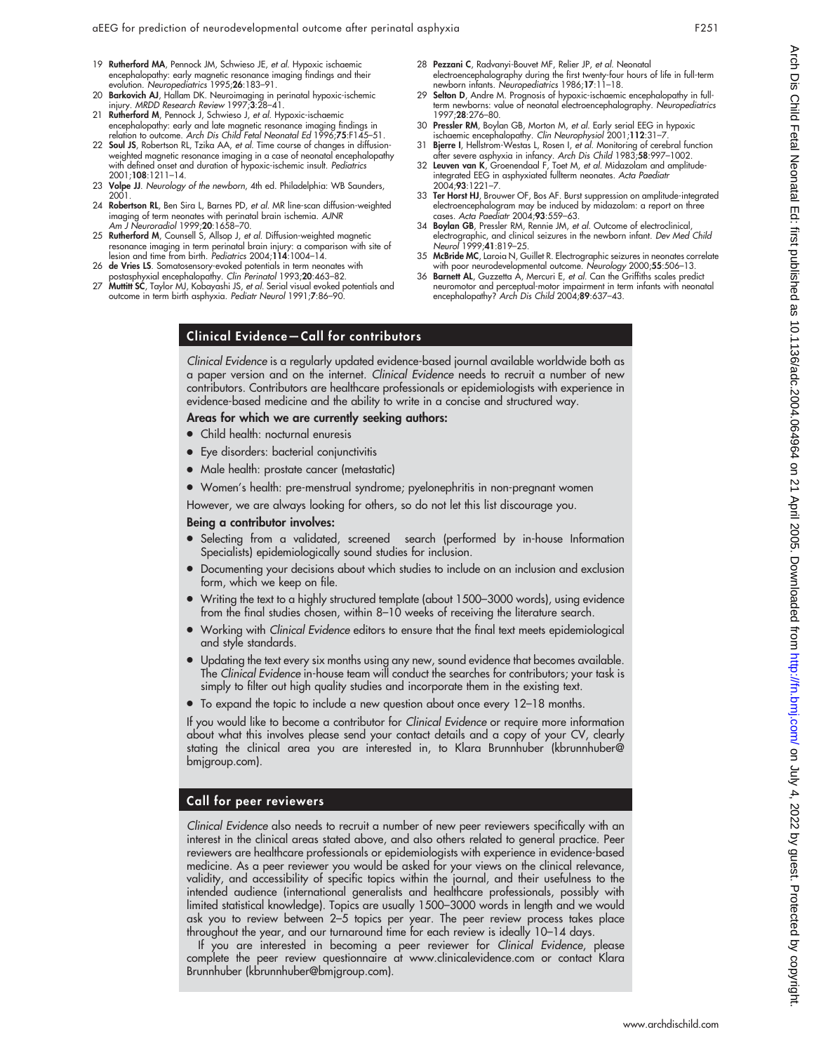19 **Rutherford MA**, Pennock JM, Schwieso JE, *et al*. Hypoxic ischaemic encephalopathy: early magnetic resonance imaging findings and their evolution. *Neuropediatrics* 1995;**26**:183–91.
20 **Barkovich AJ**, Hallam DK. Neuroimaging in perinatal hypoxic-ischemic injury. *MRDD Research Review* 1997;**3**:28–41.
21 **Rutherford M**, Pennock J, Schwieso J, *et al*. Hypoxic-ischaemic encephalopathy: early and late magnetic resonance imaging findings in relation to outcome. *Arch Dis Child Fetal Neonatal Ed* 1996;**75**:F145–51.
22 **Soul JS**, Robertson RL, Tzika AA, *et al*. Time course of changes in diffusion-weighted magnetic resonance imaging in a case of neonatal encephalopathy with defined onset and duration of hypoxic-ischemic insult. *Pediatrics* 2001;**108**:1211–14.
23 **Volpe JJ**. *Neurology of the newborn*, 4th ed. Philadelphia: WB Saunders, 2001.
24 **Robertson RL**, Ben Sira L, Barnes PD, *et al*. MR line-scan diffusion-weighted imaging of term neonates with perinatal brain ischemia. *AJNR Am J Neuroradiol* 1999;**20**:1658–70.
25 **Rutherford M**, Counsell S, Allsop J, *et al*. Diffusion-weighted magnetic resonance imaging in term perinatal brain injury: a comparison with site of lesion and time from birth. *Pediatrics* 2004;**114**:1004–14.
26 **de Vries LS**. Somatosensory-evoked potentials in term neonates with postasphyxial encephalopathy. *Clin Perinatol* 1993;**20**:463–82.
27 **Muttitt SC**, Taylor MJ, Kobayashi JS, *et al*. Serial visual evoked potentials and outcome in term birth asphyxia. *Pediatr Neurol* 1991;**7**:86–90.
28 **Pezzani C**, Radvanyi-Bouvet MF, Relier JP, *et al*. Neonatal electroencephalography during the first twenty-four hours of life in full-term newborn infants. *Neuropediatrics* 1986;**17**:11–18.
29 **Selton D**, Andre M. Prognosis of hypoxic-ischaemic encephalopathy in full-term newborns: value of neonatal electroencephalography. *Neuropediatrics* 1997;**28**:276–80.
30 **Pressler RM**, Boylan GB, Morton M, *et al*. Early serial EEG in hypoxic ischaemic encephalopathy. *Clin Neurophysiol* 2001;**112**:31–7.
31 **Bjerre I**, Hellstrom-Westas L, Rosen I, *et al*. Monitoring of cerebral function after severe asphyxia in infancy. *Arch Dis Child* 1983;**58**:997–1002.
32 **Leuven van K**, Groenendaal F, Toet M, *et al*. Midazolam and amplitude-integrated EEG in asphyxiated fullterm neonates. *Acta Paediatr* 2004;**93**:1221–7.
33 **Ter Horst HJ**, Brouwer OF, Bos AF. Burst suppression on amplitude-integrated electroencephalogram may be induced by midazolam: a report on three cases. *Acta Paediatr* 2004;**93**:559–63.
34 **Boylan GB**, Pressler RM, Rennie JM, *et al*. Outcome of electroclinical, electrographic, and clinical seizures in the newborn infant. *Dev Med Child Neurol* 1999;**41**:819–25.
35 **McBride MC**, Laroia N, Guillet R. Electrographic seizures in neonates correlate with poor neurodevelopmental outcome. *Neurology* 2000;**55**:506–13.
36 **Barnett AL**, Guzzetta A, Mercuri E, *et al*. Can the Griffiths scales predict neuromotor and perceptual-motor impairment in term infants with neonatal encephalopathy? *Arch Dis Child* 2004;**89**:637–43.

## Clinical Evidence—Call for contributors

*Clinical Evidence* is a regularly updated evidence-based journal available worldwide both as a paper version and on the internet. *Clinical Evidence* needs to recruit a number of new contributors. Contributors are healthcare professionals or epidemiologists with experience in evidence-based medicine and the ability to write in a concise and structured way.

### Areas for which we are currently seeking authors:

- Child health: nocturnal enuresis
- Eye disorders: bacterial conjunctivitis
- Male health: prostate cancer (metastatic)
- Women's health: pre-menstrual syndrome; pyelonephritis in non-pregnant women

However, we are always looking for others, so do not let this list discourage you.

### Being a contributor involves:

- Selecting from a validated, screened search (performed by in-house Information Specialists) epidemiologically sound studies for inclusion.
- Documenting your decisions about which studies to include on an inclusion and exclusion form, which we keep on file.
- Writing the text to a highly structured template (about 1500–3000 words), using evidence from the final studies chosen, within 8–10 weeks of receiving the literature search.
- Working with *Clinical Evidence* editors to ensure that the final text meets epidemiological and style standards.
- Updating the text every six months using any new, sound evidence that becomes available. The *Clinical Evidence* in-house team will conduct the searches for contributors; your task is simply to filter out high quality studies and incorporate them in the existing text.
- To expand the topic to include a new question about once every 12–18 months.

If you would like to become a contributor for *Clinical Evidence* or require more information about what this involves please send your contact details and a copy of your CV, clearly stating the clinical area you are interested in, to Klara Brunnhuber (kbrunnhuber@bmjgroup.com).

## Call for peer reviewers

*Clinical Evidence* also needs to recruit a number of new peer reviewers specifically with an interest in the clinical areas stated above, and also others related to general practice. Peer reviewers are healthcare professionals or epidemiologists with experience in evidence-based medicine. As a peer reviewer you would be asked for your views on the clinical relevance, validity, and accessibility of specific topics within the journal, and their usefulness to the intended audience (international generalists and healthcare professionals, possibly with limited statistical knowledge). Topics are usually 1500–3000 words in length and we would ask you to review between 2–5 topics per year. The peer review process takes place throughout the year, and our turnaround time for each review is ideally 10–14 days.

If you are interested in becoming a peer reviewer for *Clinical Evidence*, please complete the peer review questionnaire at www.clinicalevidence.com or contact Klara Brunnhuber (kbrunnhuber@bmjgroup.com).